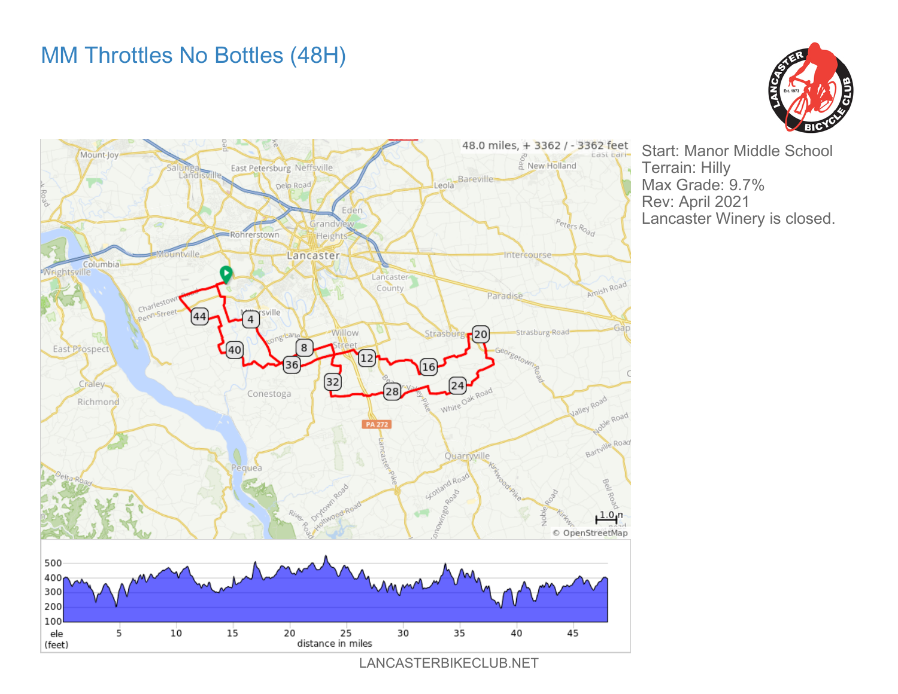# MM Throttles No Bottles (48H)

48.0 miles, + 3362 / - 3362 feet

Start: Manor Middle School
Terrain: Hilly
Max Grade: 9.7%
Rev: April 2021
Lancaster Winery is closed.

LANCASTERBIKECLUB.NET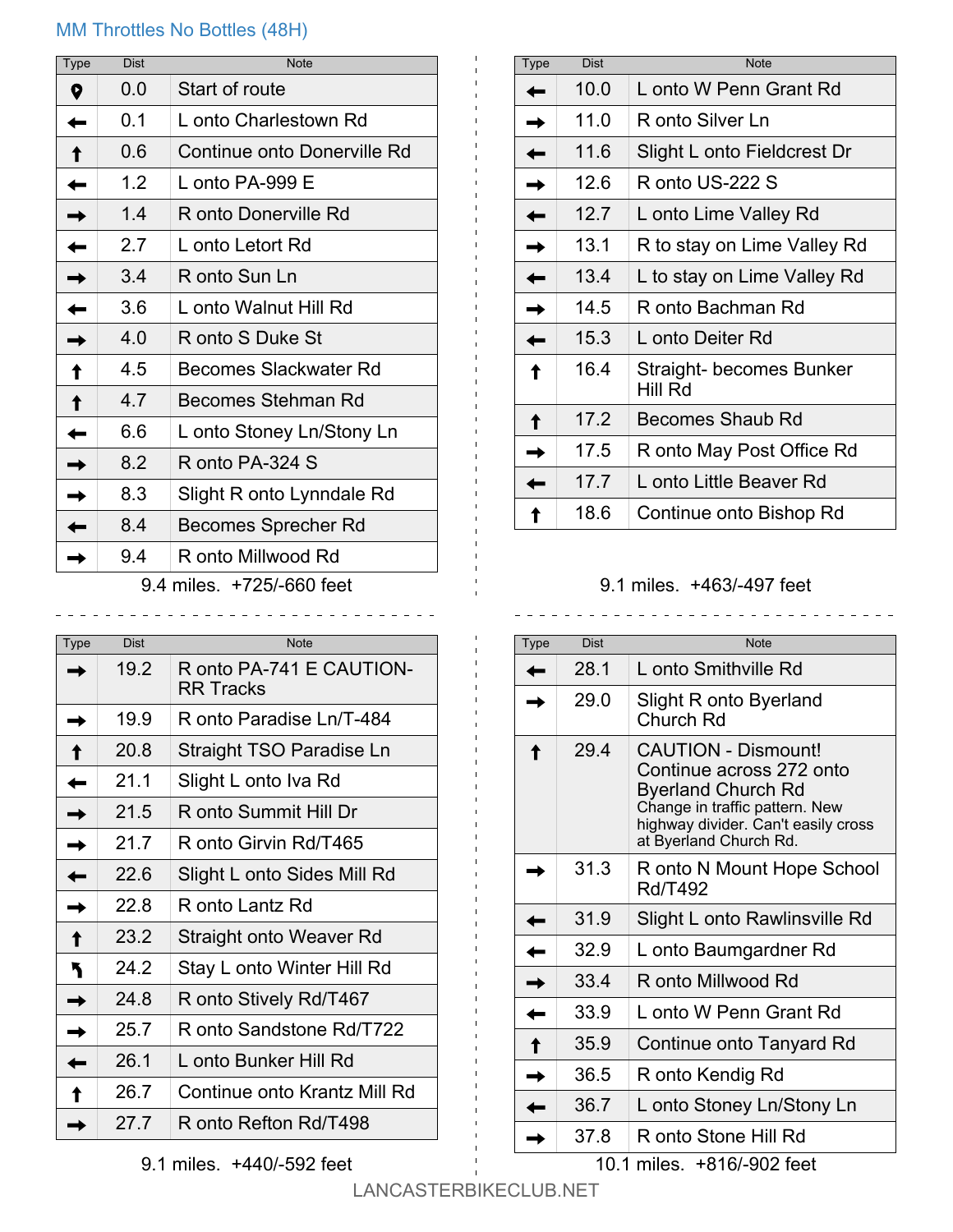MM Throttles No Bottles (48H)

| Type | Dist | Note |
|---|---|---|
| 📍 | 0.0 | Start of route |
| ← | 0.1 | L onto Charlestown Rd |
| ↑ | 0.6 | Continue onto Donerville Rd |
| ← | 1.2 | L onto PA-999 E |
| → | 1.4 | R onto Donerville Rd |
| ← | 2.7 | L onto Letort Rd |
| → | 3.4 | R onto Sun Ln |
| ← | 3.6 | L onto Walnut Hill Rd |
| → | 4.0 | R onto S Duke St |
| ↑ | 4.5 | Becomes Slackwater Rd |
| ↑ | 4.7 | Becomes Stehman Rd |
| ← | 6.6 | L onto Stoney Ln/Stony Ln |
| → | 8.2 | R onto PA-324 S |
| → | 8.3 | Slight R onto Lynndale Rd |
| ← | 8.4 | Becomes Sprecher Rd |
| → | 9.4 | R onto Millwood Rd |

9.4 miles. +725/-660 feet

| Type | Dist | Note |
|---|---|---|
| ← | 10.0 | L onto W Penn Grant Rd |
| → | 11.0 | R onto Silver Ln |
| ← | 11.6 | Slight L onto Fieldcrest Dr |
| → | 12.6 | R onto US-222 S |
| ← | 12.7 | L onto Lime Valley Rd |
| → | 13.1 | R to stay on Lime Valley Rd |
| ← | 13.4 | L to stay on Lime Valley Rd |
| → | 14.5 | R onto Bachman Rd |
| ← | 15.3 | L onto Deiter Rd |
| ↑ | 16.4 | Straight- becomes Bunker Hill Rd |
| ↑ | 17.2 | Becomes Shaub Rd |
| → | 17.5 | R onto May Post Office Rd |
| ← | 17.7 | L onto Little Beaver Rd |
| ↑ | 18.6 | Continue onto Bishop Rd |

9.1 miles. +463/-497 feet

| Type | Dist | Note |
|---|---|---|
| → | 19.2 | R onto PA-741 E CAUTION- RR Tracks |
| → | 19.9 | R onto Paradise Ln/T-484 |
| ↑ | 20.8 | Straight TSO Paradise Ln |
| ← | 21.1 | Slight L onto Iva Rd |
| → | 21.5 | R onto Summit Hill Dr |
| → | 21.7 | R onto Girvin Rd/T465 |
| ← | 22.6 | Slight L onto Sides Mill Rd |
| → | 22.8 | R onto Lantz Rd |
| ↑ | 23.2 | Straight onto Weaver Rd |
| ↰ | 24.2 | Stay L onto Winter Hill Rd |
| → | 24.8 | R onto Stively Rd/T467 |
| → | 25.7 | R onto Sandstone Rd/T722 |
| ← | 26.1 | L onto Bunker Hill Rd |
| ↑ | 26.7 | Continue onto Krantz Mill Rd |
| → | 27.7 | R onto Refton Rd/T498 |

9.1 miles. +440/-592 feet

| Type | Dist | Note |
|---|---|---|
| ← | 28.1 | L onto Smithville Rd |
| → | 29.0 | Slight R onto Byerland Church Rd |
| ↑ | 29.4 | CAUTION - Dismount! Continue across 272 onto Byerland Church Rd Change in traffic pattern. New highway divider. Can't easily cross at Byerland Church Rd. |
| → | 31.3 | R onto N Mount Hope School Rd/T492 |
| ← | 31.9 | Slight L onto Rawlinsville Rd |
| ← | 32.9 | L onto Baumgardner Rd |
| → | 33.4 | R onto Millwood Rd |
| ← | 33.9 | L onto W Penn Grant Rd |
| ↑ | 35.9 | Continue onto Tanyard Rd |
| → | 36.5 | R onto Kendig Rd |
| ← | 36.7 | L onto Stoney Ln/Stony Ln |
| → | 37.8 | R onto Stone Hill Rd |

10.1 miles. +816/-902 feet

LANCASTERBIKECLUB.NET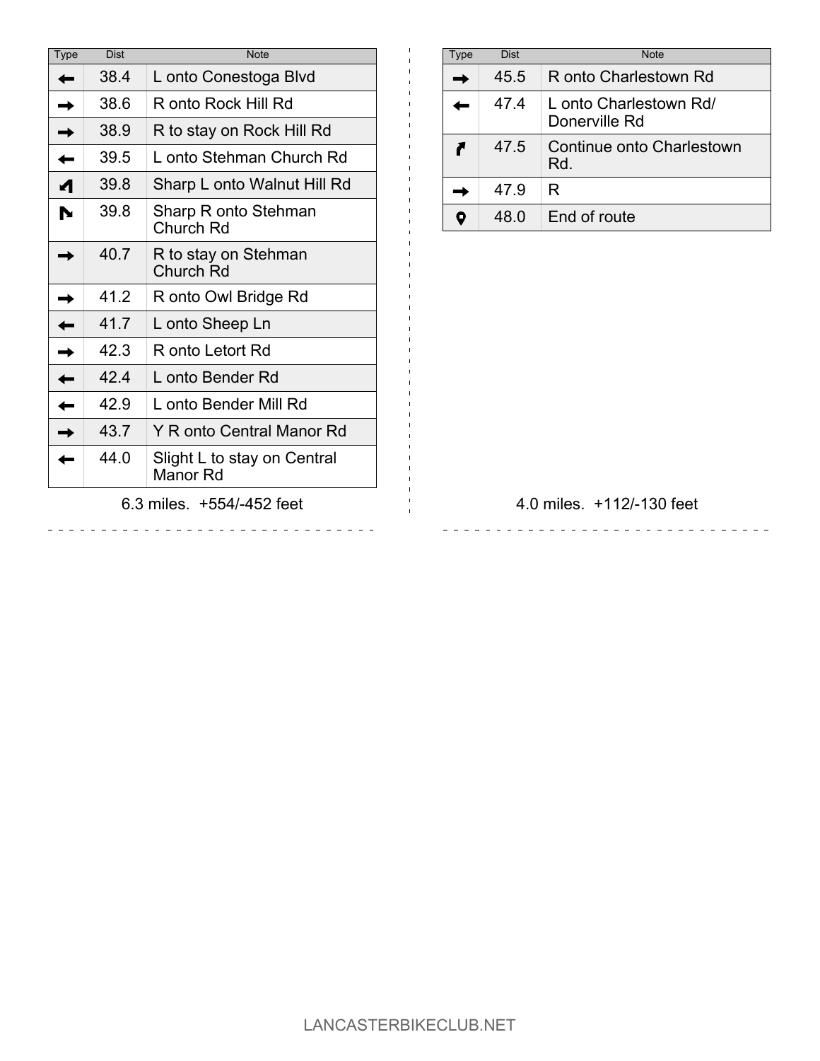| Type | Dist | Note |
| --- | --- | --- |
| ← | 38.4 | L onto Conestoga Blvd |
| → | 38.6 | R onto Rock Hill Rd |
| → | 38.9 | R to stay on Rock Hill Rd |
| ← | 39.5 | L onto Stehman Church Rd |
| ↰ | 39.8 | Sharp L onto Walnut Hill Rd |
| ↳ | 39.8 | Sharp R onto Stehman Church Rd |
| → | 40.7 | R to stay on Stehman Church Rd |
| → | 41.2 | R onto Owl Bridge Rd |
| ← | 41.7 | L onto Sheep Ln |
| → | 42.3 | R onto Letort Rd |
| ← | 42.4 | L onto Bender Rd |
| ← | 42.9 | L onto Bender Mill Rd |
| → | 43.7 | Y R onto Central Manor Rd |
| ← | 44.0 | Slight L to stay on Central Manor Rd |

6.3 miles. +554/-452 feet

| Type | Dist | Note |
| --- | --- | --- |
| → | 45.5 | R onto Charlestown Rd |
| ← | 47.4 | L onto Charlestown Rd/ Donerville Rd |
| ↱ | 47.5 | Continue onto Charlestown Rd. |
| → | 47.9 | R |
| ⚲ | 48.0 | End of route |

4.0 miles. +112/-130 feet

LANCASTERBIKECLUB.NET